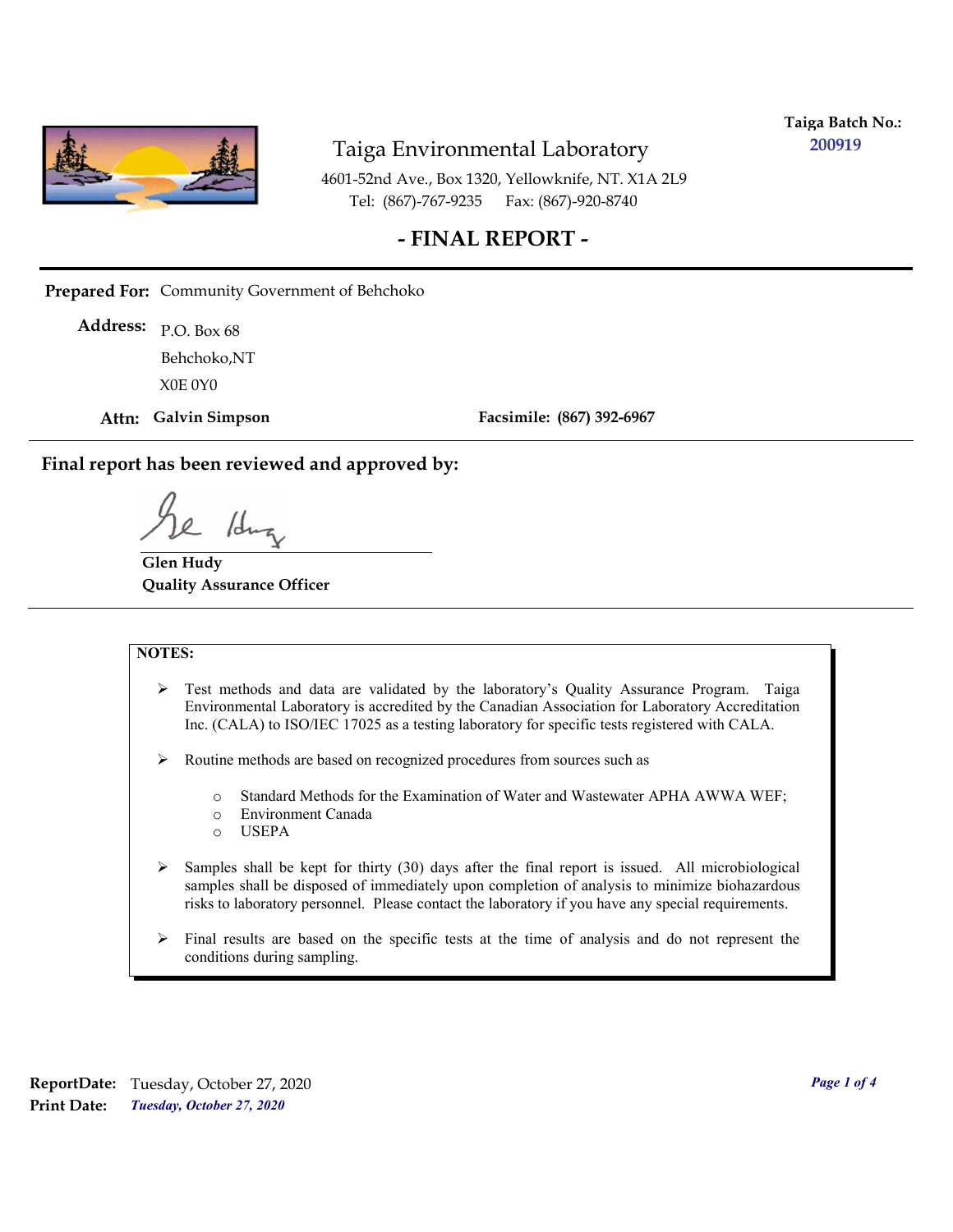**Taiga Batch No.:** 200919

# Taiga Environmental Laboratory

4601-52nd Ave., Box 1320, Yellowknife, NT. X1A 2L9
Tel: (867)-767-9235 Fax: (867)-920-8740

## - FINAL REPORT -

**Prepared For:** Community Government of Behchoko

**Address:** P.O. Box 68
Behchoko,NT
X0E 0Y0

**Attn: Galvin Simpson** **Facsimile: (867) 392-6967**

**Final report has been reviewed and approved by:**

**Glen Hudy**
**Quality Assurance Officer**

**NOTES:**

- Test methods and data are validated by the laboratory's Quality Assurance Program. Taiga Environmental Laboratory is accredited by the Canadian Association for Laboratory Accreditation Inc. (CALA) to ISO/IEC 17025 as a testing laboratory for specific tests registered with CALA.
- Routine methods are based on recognized procedures from sources such as
  - Standard Methods for the Examination of Water and Wastewater APHA AWWA WEF;
  - Environment Canada
  - USEPA
- Samples shall be kept for thirty (30) days after the final report is issued. All microbiological samples shall be disposed of immediately upon completion of analysis to minimize biohazardous risks to laboratory personnel. Please contact the laboratory if you have any special requirements.
- Final results are based on the specific tests at the time of analysis and do not represent the conditions during sampling.

**ReportDate:** Tuesday, October 27, 2020
**Print Date:** *Tuesday, October 27, 2020*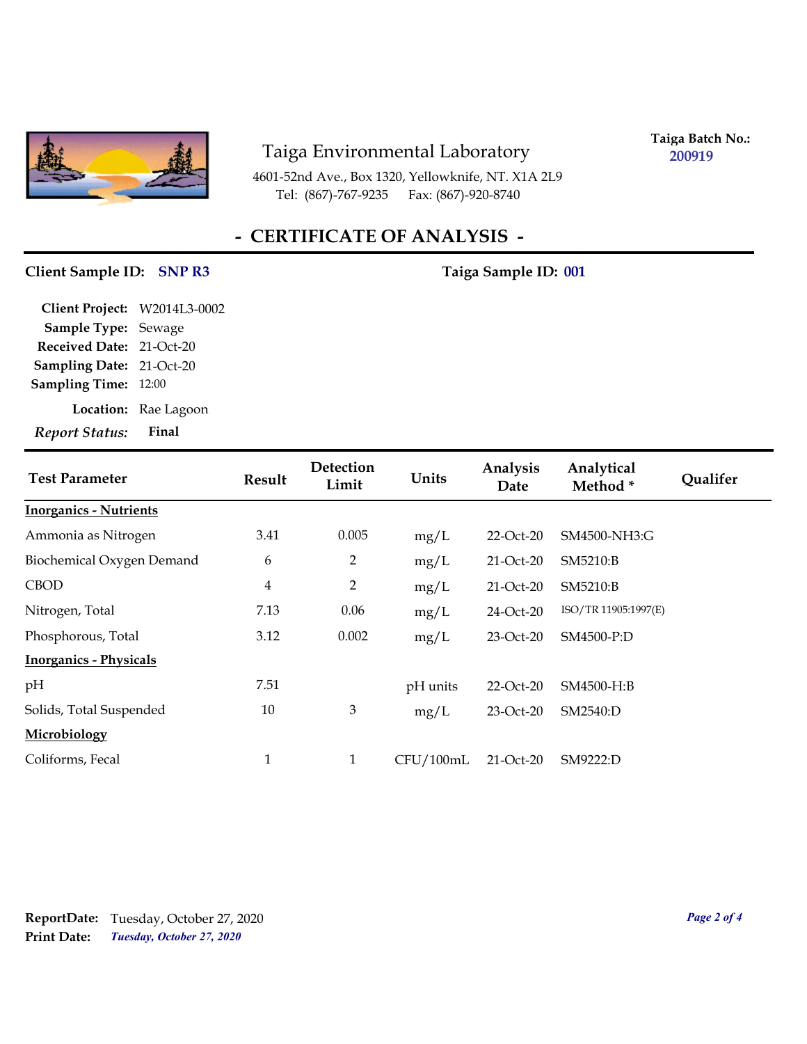# Taiga Environmental Laboratory

4601-52nd Ave., Box 1320, Yellowknife, NT. X1A 2L9
Tel: (867)-767-9235 Fax: (867)-920-8740

**Taiga Batch No.:** 200919

## - CERTIFICATE OF ANALYSIS -

**Client Sample ID:** SNP R3 **Taiga Sample ID:** 001

**Client Project:** W2014L3-0002
**Sample Type:** Sewage
**Received Date:** 21-Oct-20
**Sampling Date:** 21-Oct-20
**Sampling Time:** 12:00
**Location:** Rae Lagoon
***Report Status:*** **Final**

| Test Parameter | Result | Detection Limit | Units | Analysis Date | Analytical Method * | Qualifer |
|---|---|---|---|---|---|---|
| **Inorganics - Nutrients** | | | | | | |
| Ammonia as Nitrogen | 3.41 | 0.005 | mg/L | 22-Oct-20 | SM4500-NH3:G | |
| Biochemical Oxygen Demand | 6 | 2 | mg/L | 21-Oct-20 | SM5210:B | |
| CBOD | 4 | 2 | mg/L | 21-Oct-20 | SM5210:B | |
| Nitrogen, Total | 7.13 | 0.06 | mg/L | 24-Oct-20 | ISO/TR 11905:1997(E) | |
| Phosphorous, Total | 3.12 | 0.002 | mg/L | 23-Oct-20 | SM4500-P:D | |
| **Inorganics - Physicals** | | | | | | |
| pH | 7.51 | | pH units | 22-Oct-20 | SM4500-H:B | |
| Solids, Total Suspended | 10 | 3 | mg/L | 23-Oct-20 | SM2540:D | |
| **Microbiology** | | | | | | |
| Coliforms, Fecal | 1 | 1 | CFU/100mL | 21-Oct-20 | SM9222:D | |

**ReportDate:** Tuesday, October 27, 2020
**Print Date:** *Tuesday, October 27, 2020*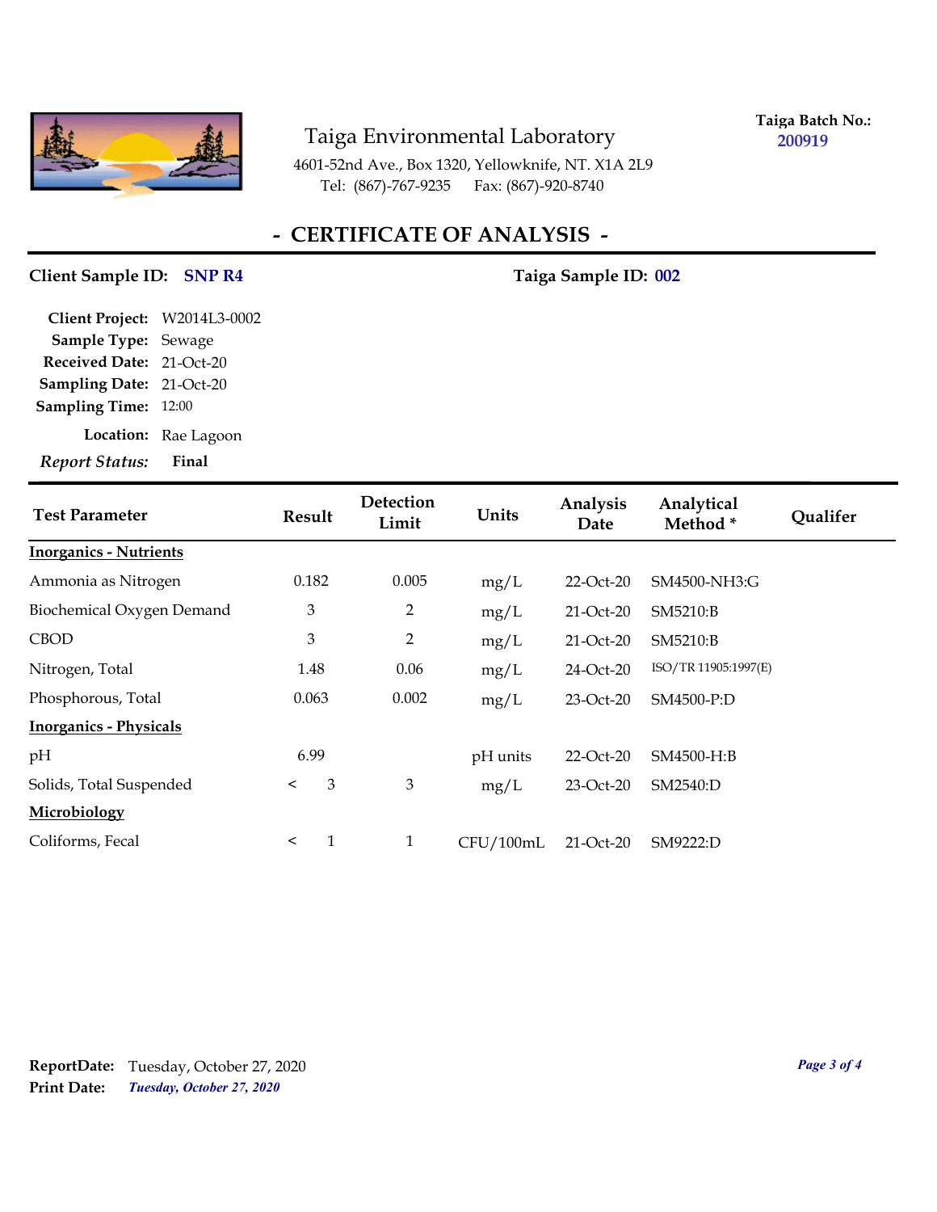# Taiga Environmental Laboratory

4601-52nd Ave., Box 1320, Yellowknife, NT. X1A 2L9
Tel: (867)-767-9235 Fax: (867)-920-8740

**Taiga Batch No.:** 200919

## - CERTIFICATE OF ANALYSIS -

**Client Sample ID:** SNP R4 **Taiga Sample ID:** 002

**Client Project:** W2014L3-0002
**Sample Type:** Sewage
**Received Date:** 21-Oct-20
**Sampling Date:** 21-Oct-20
**Sampling Time:** 12:00
**Location:** Rae Lagoon
*Report Status:* **Final**

| Test Parameter | Result | Detection Limit | Units | Analysis Date | Analytical Method * | Qualifer |
|---|---|---|---|---|---|---|
| **Inorganics - Nutrients** | | | | | | |
| Ammonia as Nitrogen | 0.182 | 0.005 | mg/L | 22-Oct-20 | SM4500-NH3:G | |
| Biochemical Oxygen Demand | 3 | 2 | mg/L | 21-Oct-20 | SM5210:B | |
| CBOD | 3 | 2 | mg/L | 21-Oct-20 | SM5210:B | |
| Nitrogen, Total | 1.48 | 0.06 | mg/L | 24-Oct-20 | ISO/TR 11905:1997(E) | |
| Phosphorous, Total | 0.063 | 0.002 | mg/L | 23-Oct-20 | SM4500-P:D | |
| **Inorganics - Physicals** | | | | | | |
| pH | 6.99 | | pH units | 22-Oct-20 | SM4500-H:B | |
| Solids, Total Suspended | < 3 | 3 | mg/L | 23-Oct-20 | SM2540:D | |
| **Microbiology** | | | | | | |
| Coliforms, Fecal | < 1 | 1 | CFU/100mL | 21-Oct-20 | SM9222:D | |

**ReportDate:** Tuesday, October 27, 2020
**Print Date:** *Tuesday, October 27, 2020*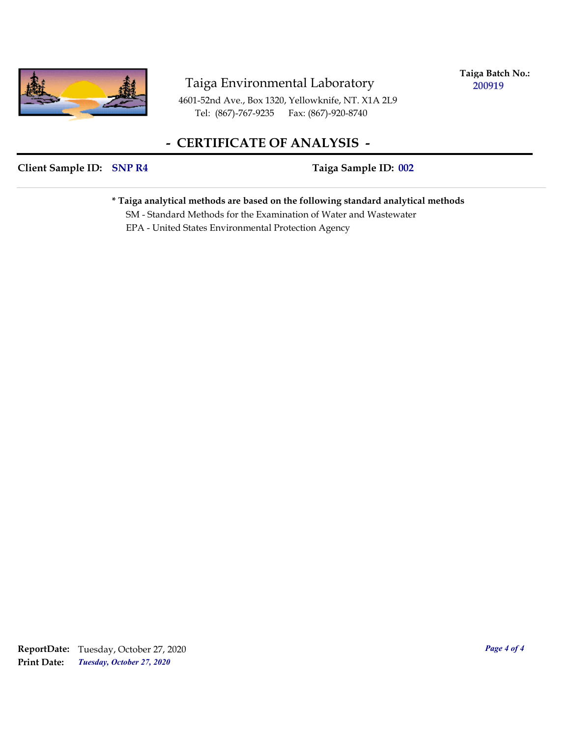Taiga Environmental Laboratory

4601-52nd Ave., Box 1320, Yellowknife, NT. X1A 2L9

Tel: (867)-767-9235 Fax: (867)-920-8740

**Taiga Batch No.:** **200919**

# - CERTIFICATE OF ANALYSIS -

**Client Sample ID:** **SNP R4** **Taiga Sample ID:** **002**

**\* Taiga analytical methods are based on the following standard analytical methods**

SM - Standard Methods for the Examination of Water and Wastewater

EPA - United States Environmental Protection Agency

**ReportDate:** Tuesday, October 27, 2020

**Print Date:** ***Tuesday, October 27, 2020***